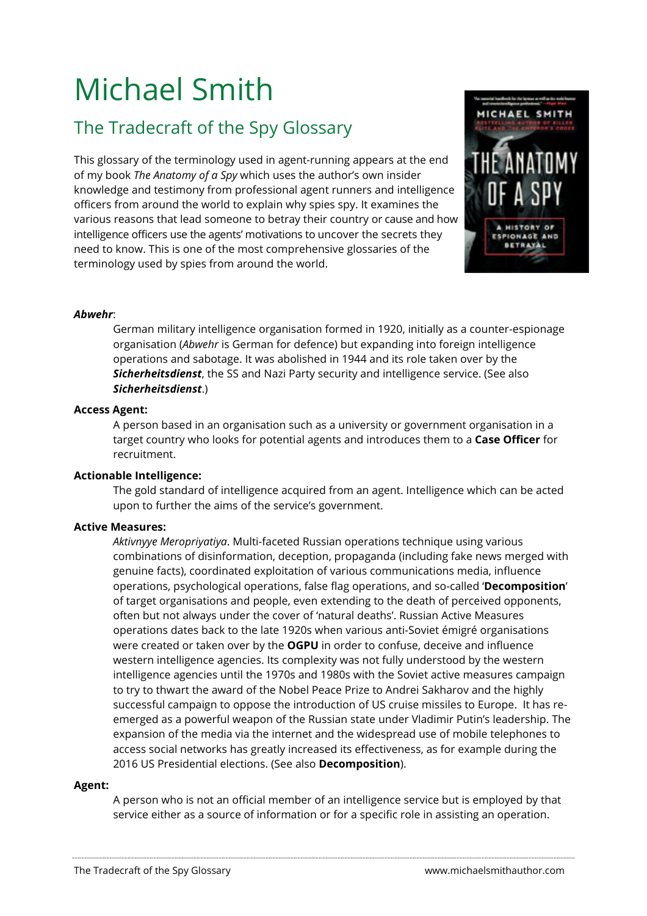# Michael Smith

## The Tradecraft of the Spy Glossary

This glossary of the terminology used in agent-running appears at the end of my book *The Anatomy of a Spy* which uses the author's own insider knowledge and testimony from professional agent runners and intelligence officers from around the world to explain why spies spy. It examines the various reasons that lead someone to betray their country or cause and how intelligence officers use the agents' motivations to uncover the secrets they need to know. This is one of the most comprehensive glossaries of the terminology used by spies from around the world.

***Abwehr***:

German military intelligence organisation formed in 1920, initially as a counter-espionage organisation (*Abwehr* is German for defence) but expanding into foreign intelligence operations and sabotage. It was abolished in 1944 and its role taken over by the ***Sicherheitsdienst***, the SS and Nazi Party security and intelligence service. (See also ***Sicherheitsdienst***.)

**Access Agent:**

A person based in an organisation such as a university or government organisation in a target country who looks for potential agents and introduces them to a **Case Officer** for recruitment.

**Actionable Intelligence:**

The gold standard of intelligence acquired from an agent. Intelligence which can be acted upon to further the aims of the service's government.

**Active Measures:**

*Aktivnyye Meropriyatiya*. Multi-faceted Russian operations technique using various combinations of disinformation, deception, propaganda (including fake news merged with genuine facts), coordinated exploitation of various communications media, influence operations, psychological operations, false flag operations, and so-called '**Decomposition**' of target organisations and people, even extending to the death of perceived opponents, often but not always under the cover of 'natural deaths'. Russian Active Measures operations dates back to the late 1920s when various anti-Soviet émigré organisations were created or taken over by the **OGPU** in order to confuse, deceive and influence western intelligence agencies. Its complexity was not fully understood by the western intelligence agencies until the 1970s and 1980s with the Soviet active measures campaign to try to thwart the award of the Nobel Peace Prize to Andrei Sakharov and the highly successful campaign to oppose the introduction of US cruise missiles to Europe. It has re-emerged as a powerful weapon of the Russian state under Vladimir Putin's leadership. The expansion of the media via the internet and the widespread use of mobile telephones to access social networks has greatly increased its effectiveness, as for example during the 2016 US Presidential elections. (See also **Decomposition**).

**Agent:**

A person who is not an official member of an intelligence service but is employed by that service either as a source of information or for a specific role in assisting an operation.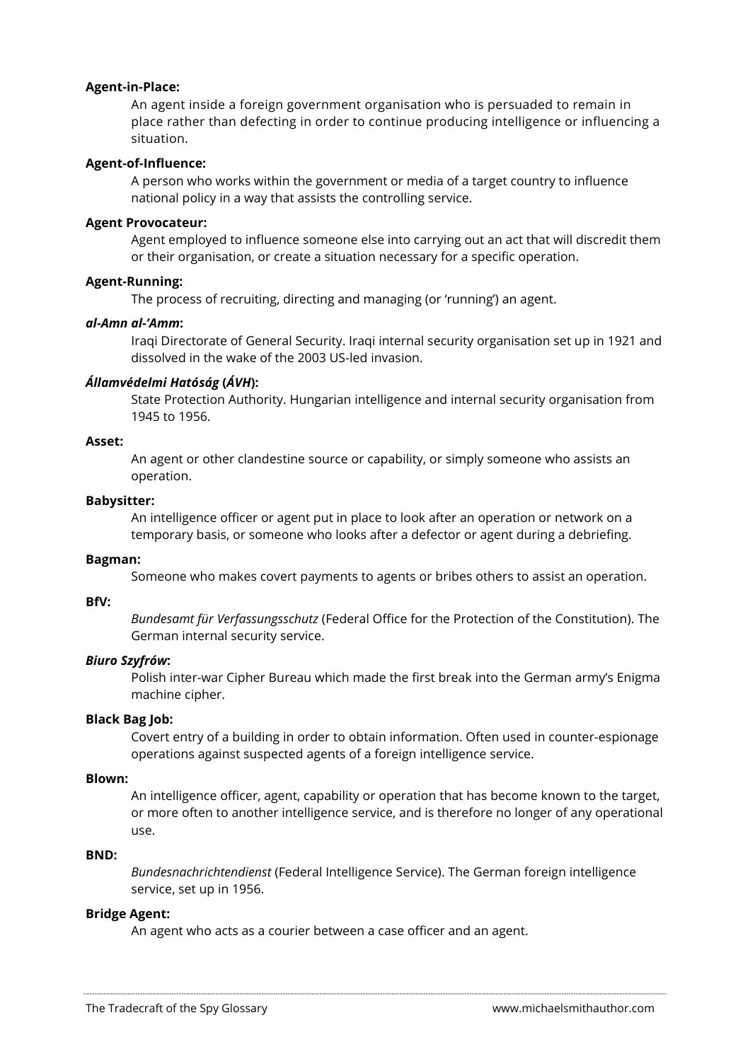**Agent-in-Place:**

An agent inside a foreign government organisation who is persuaded to remain in place rather than defecting in order to continue producing intelligence or influencing a situation.

**Agent-of-Influence:**

A person who works within the government or media of a target country to influence national policy in a way that assists the controlling service.

**Agent Provocateur:**

Agent employed to influence someone else into carrying out an act that will discredit them or their organisation, or create a situation necessary for a specific operation.

**Agent-Running:**

The process of recruiting, directing and managing (or 'running') an agent.

***al-Amn al-'Amm*:**

Iraqi Directorate of General Security. Iraqi internal security organisation set up in 1921 and dissolved in the wake of the 2003 US-led invasion.

***Államvédelmi Hatóság* (*ÁVH*):**

State Protection Authority. Hungarian intelligence and internal security organisation from 1945 to 1956.

**Asset:**

An agent or other clandestine source or capability, or simply someone who assists an operation.

**Babysitter:**

An intelligence officer or agent put in place to look after an operation or network on a temporary basis, or someone who looks after a defector or agent during a debriefing.

**Bagman:**

Someone who makes covert payments to agents or bribes others to assist an operation.

**BfV:**

*Bundesamt für Verfassungsschutz* (Federal Office for the Protection of the Constitution). The German internal security service.

***Biuro Szyfrów*:**

Polish inter-war Cipher Bureau which made the first break into the German army's Enigma machine cipher.

**Black Bag Job:**

Covert entry of a building in order to obtain information. Often used in counter-espionage operations against suspected agents of a foreign intelligence service.

**Blown:**

An intelligence officer, agent, capability or operation that has become known to the target, or more often to another intelligence service, and is therefore no longer of any operational use.

**BND:**

*Bundesnachrichtendienst* (Federal Intelligence Service). The German foreign intelligence service, set up in 1956.

**Bridge Agent:**

An agent who acts as a courier between a case officer and an agent.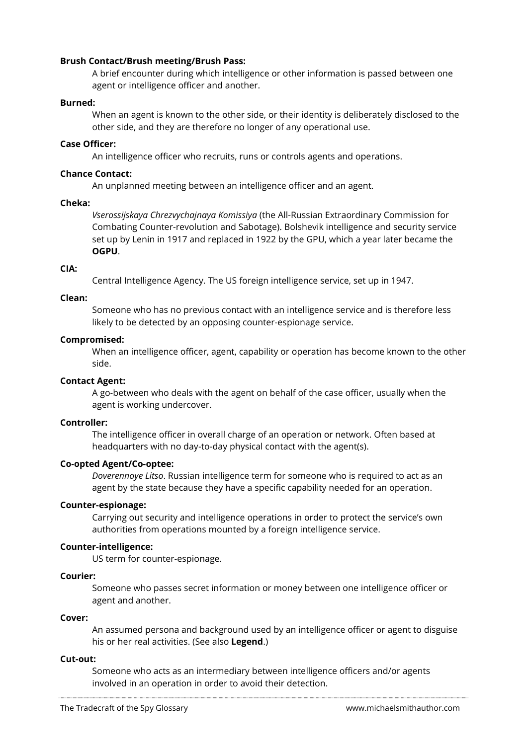**Brush Contact/Brush meeting/Brush Pass:**

A brief encounter during which intelligence or other information is passed between one agent or intelligence officer and another.

**Burned:**

When an agent is known to the other side, or their identity is deliberately disclosed to the other side, and they are therefore no longer of any operational use.

**Case Officer:**

An intelligence officer who recruits, runs or controls agents and operations.

**Chance Contact:**

An unplanned meeting between an intelligence officer and an agent.

**Cheka:**

*Vserossijskaya Chrezvychajnaya Komissiya* (the All-Russian Extraordinary Commission for Combating Counter-revolution and Sabotage). Bolshevik intelligence and security service set up by Lenin in 1917 and replaced in 1922 by the GPU, which a year later became the **OGPU**.

**CIA:**

Central Intelligence Agency. The US foreign intelligence service, set up in 1947.

**Clean:**

Someone who has no previous contact with an intelligence service and is therefore less likely to be detected by an opposing counter-espionage service.

**Compromised:**

When an intelligence officer, agent, capability or operation has become known to the other side.

**Contact Agent:**

A go-between who deals with the agent on behalf of the case officer, usually when the agent is working undercover.

**Controller:**

The intelligence officer in overall charge of an operation or network. Often based at headquarters with no day-to-day physical contact with the agent(s).

**Co-opted Agent/Co-optee:**

*Doverennoye Litso*. Russian intelligence term for someone who is required to act as an agent by the state because they have a specific capability needed for an operation.

**Counter-espionage:**

Carrying out security and intelligence operations in order to protect the service's own authorities from operations mounted by a foreign intelligence service.

**Counter-intelligence:**

US term for counter-espionage.

**Courier:**

Someone who passes secret information or money between one intelligence officer or agent and another.

**Cover:**

An assumed persona and background used by an intelligence officer or agent to disguise his or her real activities. (See also **Legend**.)

**Cut-out:**

Someone who acts as an intermediary between intelligence officers and/or agents involved in an operation in order to avoid their detection.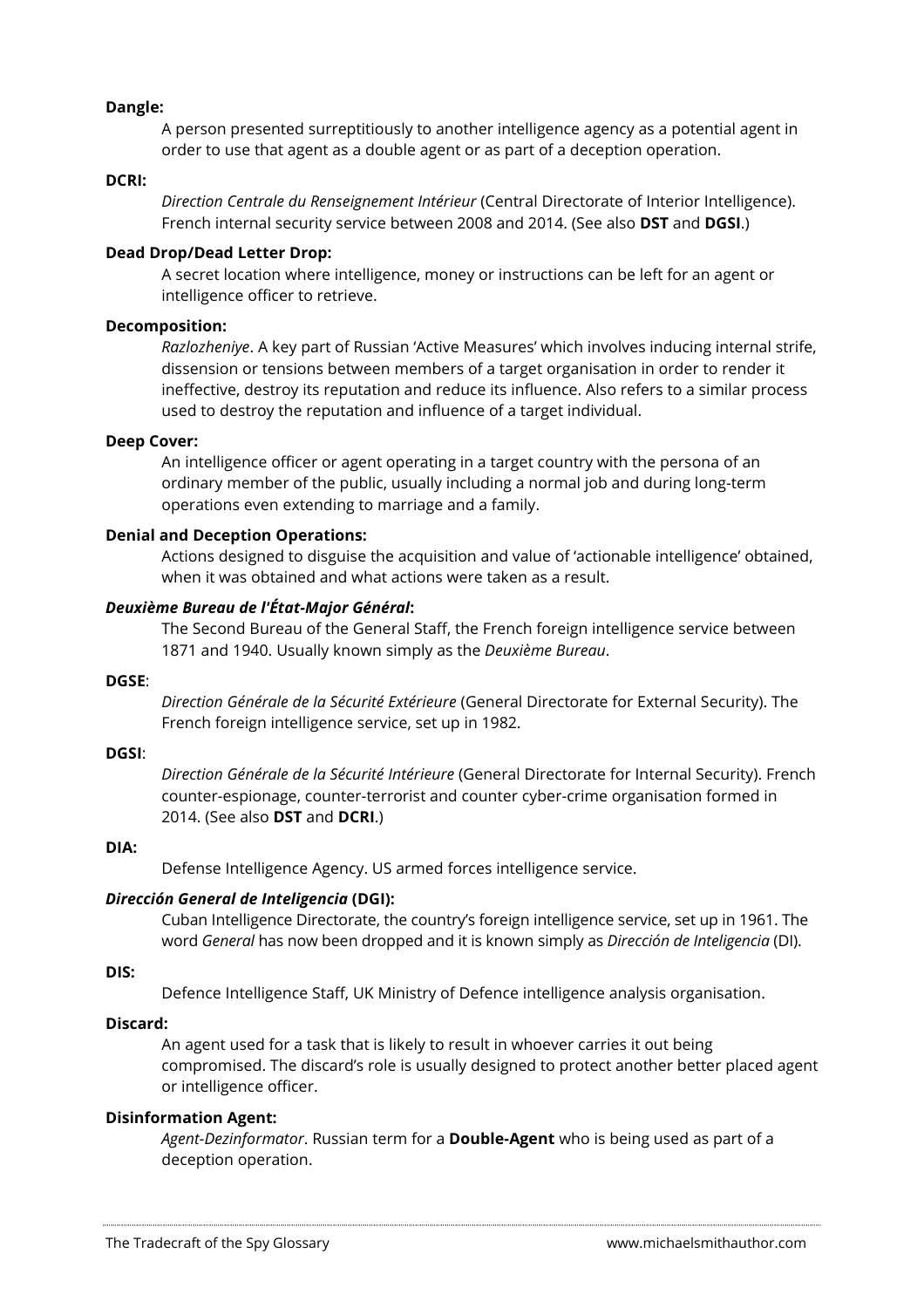**Dangle:**

A person presented surreptitiously to another intelligence agency as a potential agent in order to use that agent as a double agent or as part of a deception operation.

**DCRI:**

*Direction Centrale du Renseignement Intérieur* (Central Directorate of Interior Intelligence). French internal security service between 2008 and 2014. (See also **DST** and **DGSI**.)

**Dead Drop/Dead Letter Drop:**

A secret location where intelligence, money or instructions can be left for an agent or intelligence officer to retrieve.

**Decomposition:**

*Razlozheniye*. A key part of Russian 'Active Measures' which involves inducing internal strife, dissension or tensions between members of a target organisation in order to render it ineffective, destroy its reputation and reduce its influence. Also refers to a similar process used to destroy the reputation and influence of a target individual.

**Deep Cover:**

An intelligence officer or agent operating in a target country with the persona of an ordinary member of the public, usually including a normal job and during long-term operations even extending to marriage and a family.

**Denial and Deception Operations:**

Actions designed to disguise the acquisition and value of 'actionable intelligence' obtained, when it was obtained and what actions were taken as a result.

***Deuxième Bureau de l'État-Major Général*:**

The Second Bureau of the General Staff, the French foreign intelligence service between 1871 and 1940. Usually known simply as the *Deuxième Bureau*.

**DGSE**:

*Direction Générale de la Sécurité Extérieure* (General Directorate for External Security). The French foreign intelligence service, set up in 1982.

**DGSI**:

*Direction Générale de la Sécurité Intérieure* (General Directorate for Internal Security). French counter-espionage, counter-terrorist and counter cyber-crime organisation formed in 2014. (See also **DST** and **DCRI**.)

**DIA:**

Defense Intelligence Agency. US armed forces intelligence service.

***Dirección General de Inteligencia* (DGI):**

Cuban Intelligence Directorate, the country's foreign intelligence service, set up in 1961. The word *General* has now been dropped and it is known simply as *Dirección de Inteligencia* (DI).

**DIS:**

Defence Intelligence Staff, UK Ministry of Defence intelligence analysis organisation.

**Discard:**

An agent used for a task that is likely to result in whoever carries it out being compromised. The discard's role is usually designed to protect another better placed agent or intelligence officer.

**Disinformation Agent:**

*Agent-Dezinformator*. Russian term for a **Double-Agent** who is being used as part of a deception operation.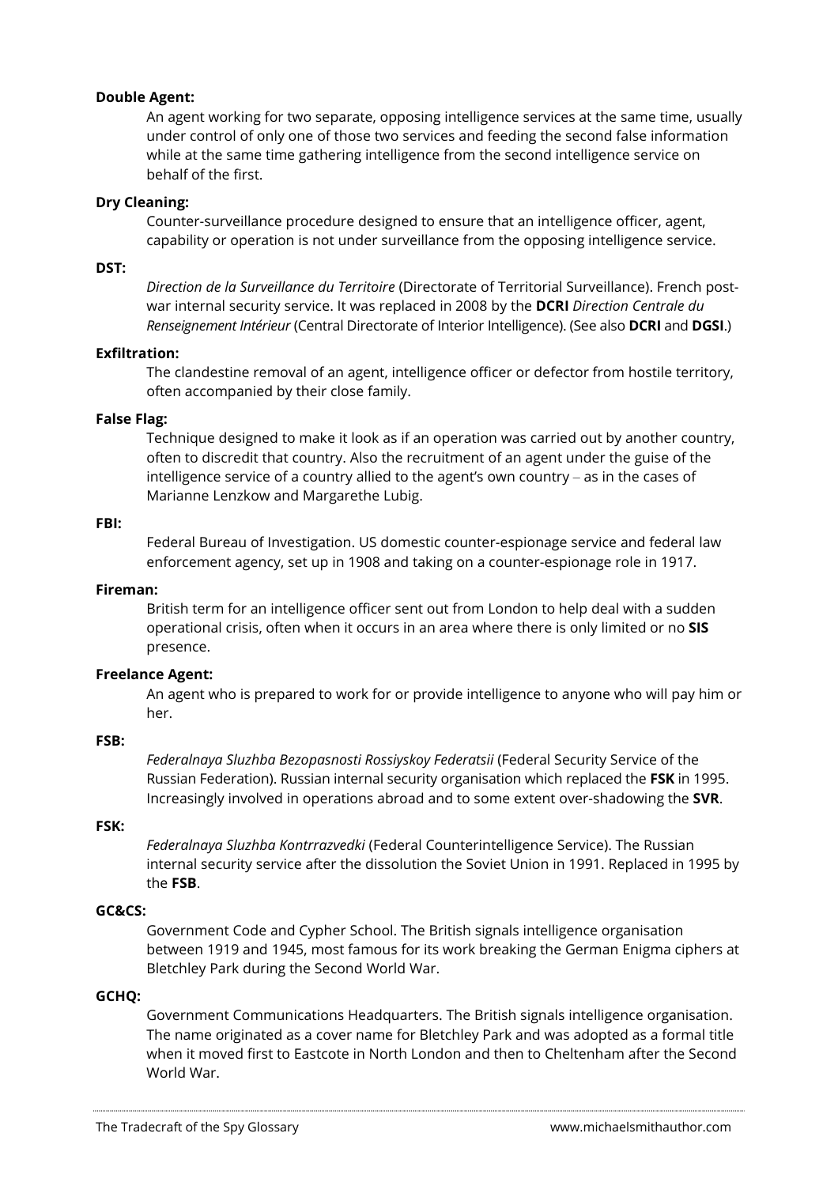**Double Agent:**

An agent working for two separate, opposing intelligence services at the same time, usually under control of only one of those two services and feeding the second false information while at the same time gathering intelligence from the second intelligence service on behalf of the first.

**Dry Cleaning:**

Counter-surveillance procedure designed to ensure that an intelligence officer, agent, capability or operation is not under surveillance from the opposing intelligence service.

**DST:**

*Direction de la Surveillance du Territoire* (Directorate of Territorial Surveillance). French post-war internal security service. It was replaced in 2008 by the **DCRI** *Direction Centrale du Renseignement Intérieur* (Central Directorate of Interior Intelligence). (See also **DCRI** and **DGSI**.)

**Exfiltration:**

The clandestine removal of an agent, intelligence officer or defector from hostile territory, often accompanied by their close family.

**False Flag:**

Technique designed to make it look as if an operation was carried out by another country, often to discredit that country. Also the recruitment of an agent under the guise of the intelligence service of a country allied to the agent's own country – as in the cases of Marianne Lenzkow and Margarethe Lubig.

**FBI:**

Federal Bureau of Investigation. US domestic counter-espionage service and federal law enforcement agency, set up in 1908 and taking on a counter-espionage role in 1917.

**Fireman:**

British term for an intelligence officer sent out from London to help deal with a sudden operational crisis, often when it occurs in an area where there is only limited or no **SIS** presence.

**Freelance Agent:**

An agent who is prepared to work for or provide intelligence to anyone who will pay him or her.

**FSB:**

*Federalnaya Sluzhba Bezopasnosti Rossiyskoy Federatsii* (Federal Security Service of the Russian Federation). Russian internal security organisation which replaced the **FSK** in 1995. Increasingly involved in operations abroad and to some extent over-shadowing the **SVR**.

**FSK:**

*Federalnaya Sluzhba Kontrrazvedki* (Federal Counterintelligence Service). The Russian internal security service after the dissolution the Soviet Union in 1991. Replaced in 1995 by the **FSB**.

**GC&CS:**

Government Code and Cypher School. The British signals intelligence organisation between 1919 and 1945, most famous for its work breaking the German Enigma ciphers at Bletchley Park during the Second World War.

**GCHQ:**

Government Communications Headquarters. The British signals intelligence organisation. The name originated as a cover name for Bletchley Park and was adopted as a formal title when it moved first to Eastcote in North London and then to Cheltenham after the Second World War.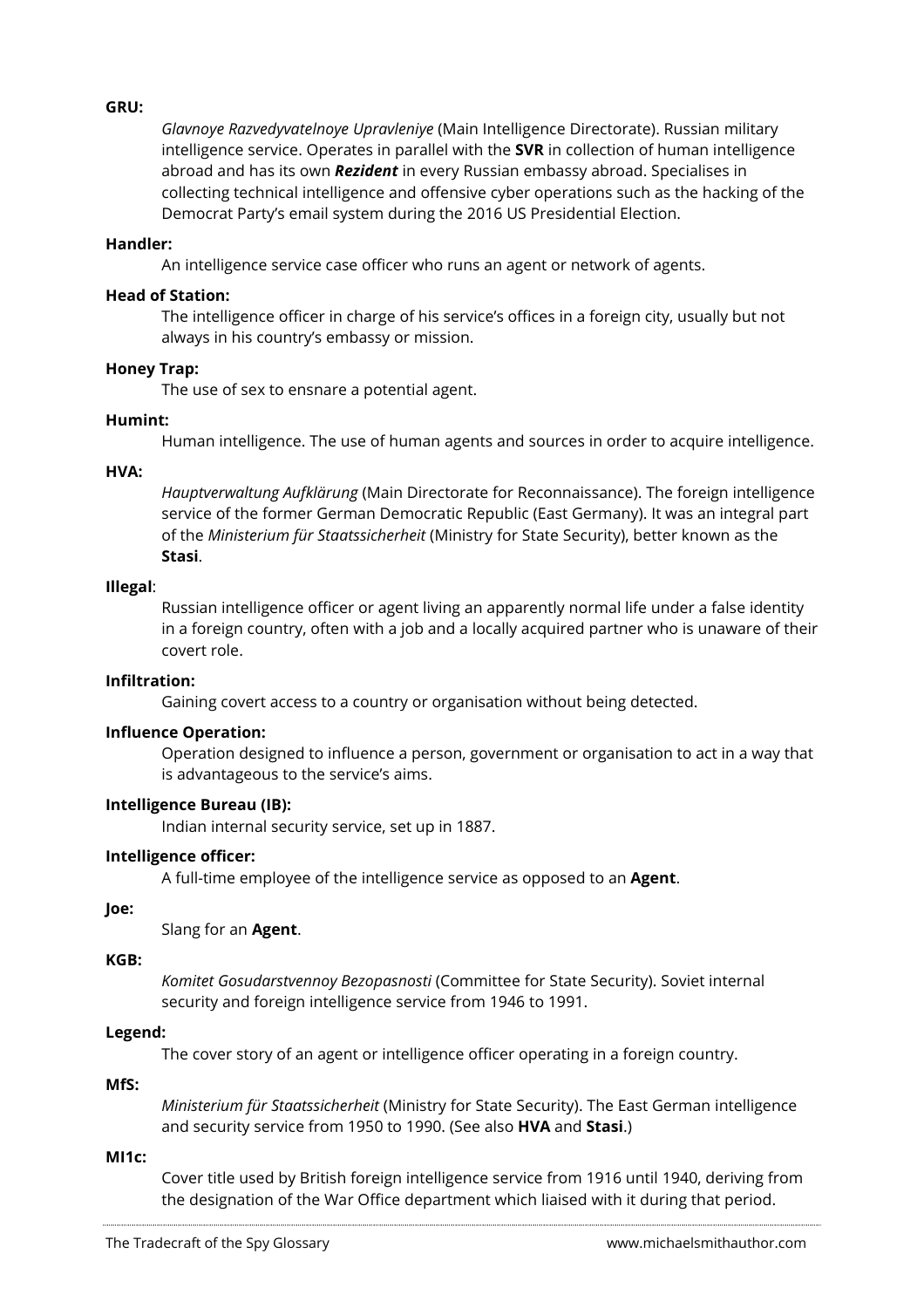**GRU:**

*Glavnoye Razvedyvatelnoye Upravleniye* (Main Intelligence Directorate). Russian military intelligence service. Operates in parallel with the **SVR** in collection of human intelligence abroad and has its own ***Rezident*** in every Russian embassy abroad. Specialises in collecting technical intelligence and offensive cyber operations such as the hacking of the Democrat Party's email system during the 2016 US Presidential Election.

**Handler:**

An intelligence service case officer who runs an agent or network of agents.

**Head of Station:**

The intelligence officer in charge of his service's offices in a foreign city, usually but not always in his country's embassy or mission.

**Honey Trap:**

The use of sex to ensnare a potential agent.

**Humint:**

Human intelligence. The use of human agents and sources in order to acquire intelligence.

**HVA:**

*Hauptverwaltung Aufklärung* (Main Directorate for Reconnaissance). The foreign intelligence service of the former German Democratic Republic (East Germany). It was an integral part of the *Ministerium für Staatssicherheit* (Ministry for State Security), better known as the **Stasi**.

**Illegal**:

Russian intelligence officer or agent living an apparently normal life under a false identity in a foreign country, often with a job and a locally acquired partner who is unaware of their covert role.

**Infiltration:**

Gaining covert access to a country or organisation without being detected.

**Influence Operation:**

Operation designed to influence a person, government or organisation to act in a way that is advantageous to the service's aims.

**Intelligence Bureau (IB):**

Indian internal security service, set up in 1887.

**Intelligence officer:**

A full-time employee of the intelligence service as opposed to an **Agent**.

**Joe:**

Slang for an **Agent**.

**KGB:**

*Komitet Gosudarstvennoy Bezopasnosti* (Committee for State Security). Soviet internal security and foreign intelligence service from 1946 to 1991.

**Legend:**

The cover story of an agent or intelligence officer operating in a foreign country.

**MfS:**

*Ministerium für Staatssicherheit* (Ministry for State Security). The East German intelligence and security service from 1950 to 1990. (See also **HVA** and **Stasi**.)

**MI1c:**

Cover title used by British foreign intelligence service from 1916 until 1940, deriving from the designation of the War Office department which liaised with it during that period.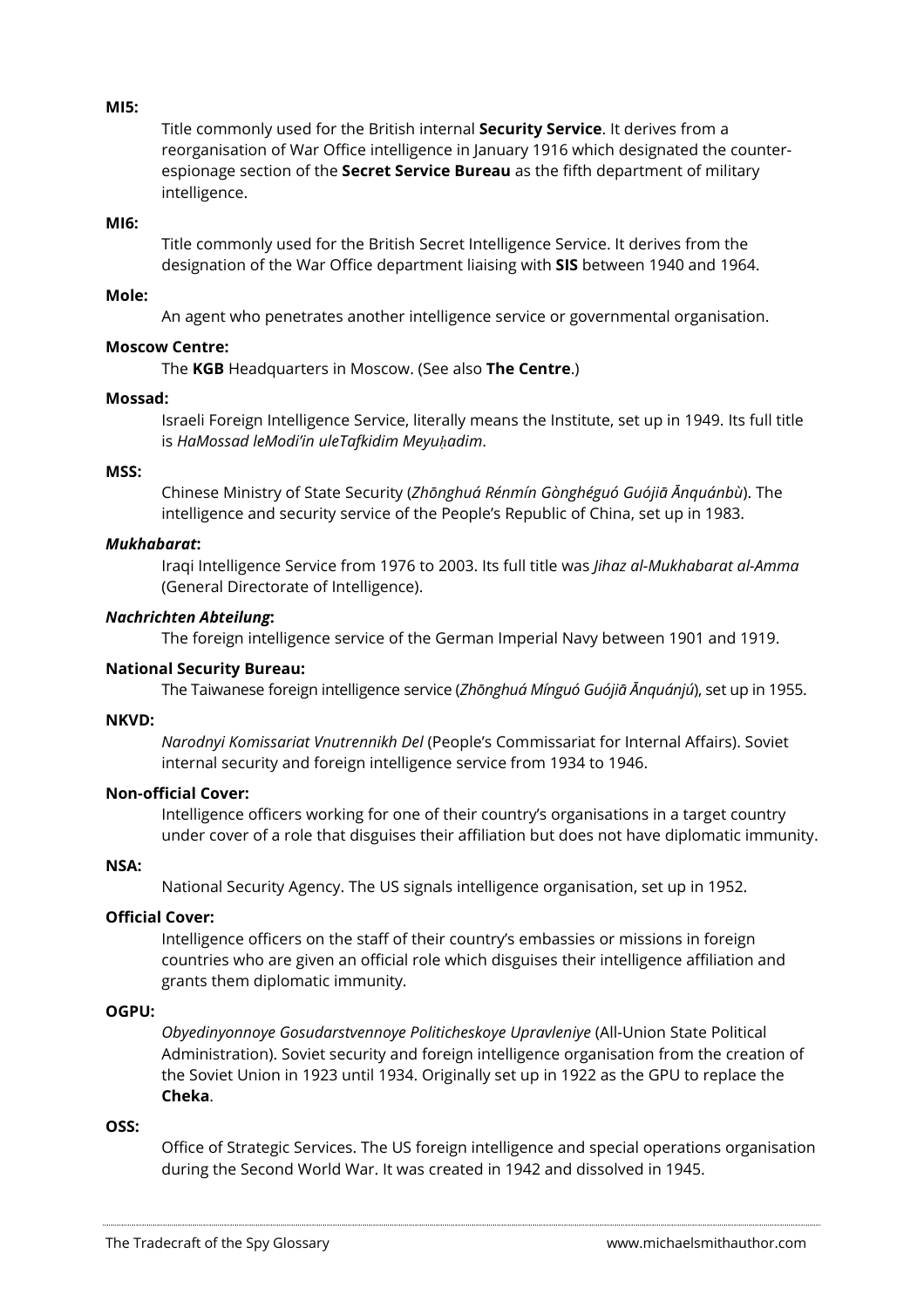**MI5:**

Title commonly used for the British internal **Security Service**. It derives from a reorganisation of War Office intelligence in January 1916 which designated the counter-espionage section of the **Secret Service Bureau** as the fifth department of military intelligence.

**MI6:**

Title commonly used for the British Secret Intelligence Service. It derives from the designation of the War Office department liaising with **SIS** between 1940 and 1964.

**Mole:**

An agent who penetrates another intelligence service or governmental organisation.

**Moscow Centre:**

The **KGB** Headquarters in Moscow. (See also **The Centre**.)

**Mossad:**

Israeli Foreign Intelligence Service, literally means the Institute, set up in 1949. Its full title is *HaMossad leModi'in uleTafkidim Meyuḥadim*.

**MSS:**

Chinese Ministry of State Security (*Zhōnghuá Rénmín Gònghéguó Guójiā Ānquánbù*). The intelligence and security service of the People's Republic of China, set up in 1983.

***Mukhabarat*:**

Iraqi Intelligence Service from 1976 to 2003. Its full title was *Jihaz al-Mukhabarat al-Amma* (General Directorate of Intelligence).

***Nachrichten Abteilung*:**

The foreign intelligence service of the German Imperial Navy between 1901 and 1919.

**National Security Bureau:**

The Taiwanese foreign intelligence service (*Zhōnghuá Mínguó Guójiā Ānquánjú*), set up in 1955.

**NKVD:**

*Narodnyi Komissariat Vnutrennikh Del* (People's Commissariat for Internal Affairs). Soviet internal security and foreign intelligence service from 1934 to 1946.

**Non-official Cover:**

Intelligence officers working for one of their country's organisations in a target country under cover of a role that disguises their affiliation but does not have diplomatic immunity.

**NSA:**

National Security Agency. The US signals intelligence organisation, set up in 1952.

**Official Cover:**

Intelligence officers on the staff of their country's embassies or missions in foreign countries who are given an official role which disguises their intelligence affiliation and grants them diplomatic immunity.

**OGPU:**

*Obyedinyonnoye Gosudarstvennoye Politicheskoye Upravleniye* (All-Union State Political Administration). Soviet security and foreign intelligence organisation from the creation of the Soviet Union in 1923 until 1934. Originally set up in 1922 as the GPU to replace the **Cheka**.

**OSS:**

Office of Strategic Services. The US foreign intelligence and special operations organisation during the Second World War. It was created in 1942 and dissolved in 1945.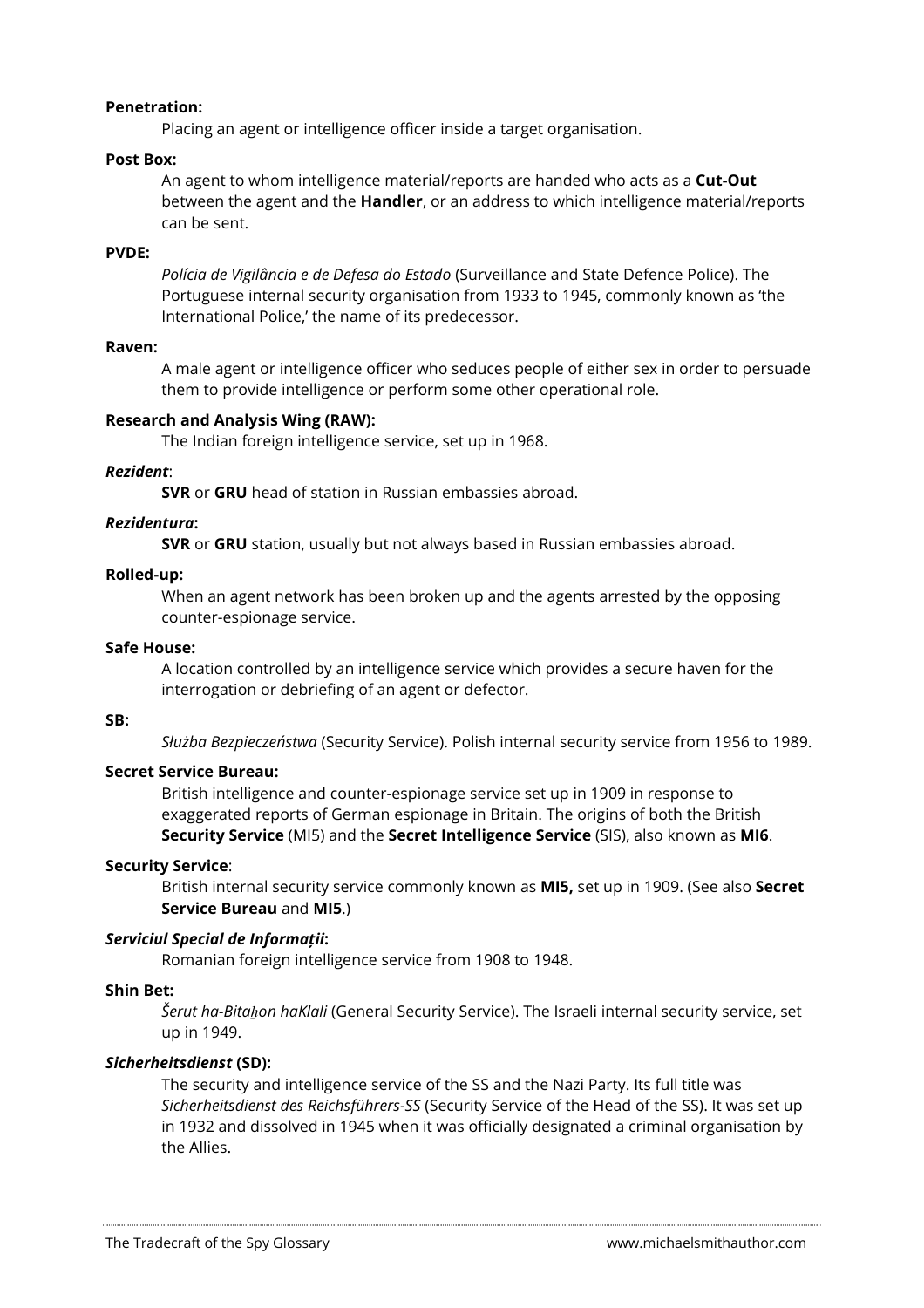**Penetration:**

Placing an agent or intelligence officer inside a target organisation.

**Post Box:**

An agent to whom intelligence material/reports are handed who acts as a **Cut-Out** between the agent and the **Handler**, or an address to which intelligence material/reports can be sent.

**PVDE:**

*Polícia de Vigilância e de Defesa do Estado* (Surveillance and State Defence Police). The Portuguese internal security organisation from 1933 to 1945, commonly known as 'the International Police,' the name of its predecessor.

**Raven:**

A male agent or intelligence officer who seduces people of either sex in order to persuade them to provide intelligence or perform some other operational role.

**Research and Analysis Wing (RAW):**

The Indian foreign intelligence service, set up in 1968.

***Rezident***:

**SVR** or **GRU** head of station in Russian embassies abroad.

***Rezidentura*****:**

**SVR** or **GRU** station, usually but not always based in Russian embassies abroad.

**Rolled-up:**

When an agent network has been broken up and the agents arrested by the opposing counter-espionage service.

**Safe House:**

A location controlled by an intelligence service which provides a secure haven for the interrogation or debriefing of an agent or defector.

**SB:**

*Służba Bezpieczeństwa* (Security Service). Polish internal security service from 1956 to 1989.

**Secret Service Bureau:**

British intelligence and counter-espionage service set up in 1909 in response to exaggerated reports of German espionage in Britain. The origins of both the British **Security Service** (MI5) and the **Secret Intelligence Service** (SIS), also known as **MI6**.

**Security Service**:

British internal security service commonly known as **MI5,** set up in 1909. (See also **Secret Service Bureau** and **MI5**.)

***Serviciul Special de Informații*****:**

Romanian foreign intelligence service from 1908 to 1948.

**Shin Bet:**

*Šerut ha-Bitaḫon haKlali* (General Security Service). The Israeli internal security service, set up in 1949.

***Sicherheitsdienst*** **(SD):**

The security and intelligence service of the SS and the Nazi Party. Its full title was *Sicherheitsdienst des Reichsführers-SS* (Security Service of the Head of the SS). It was set up in 1932 and dissolved in 1945 when it was officially designated a criminal organisation by the Allies.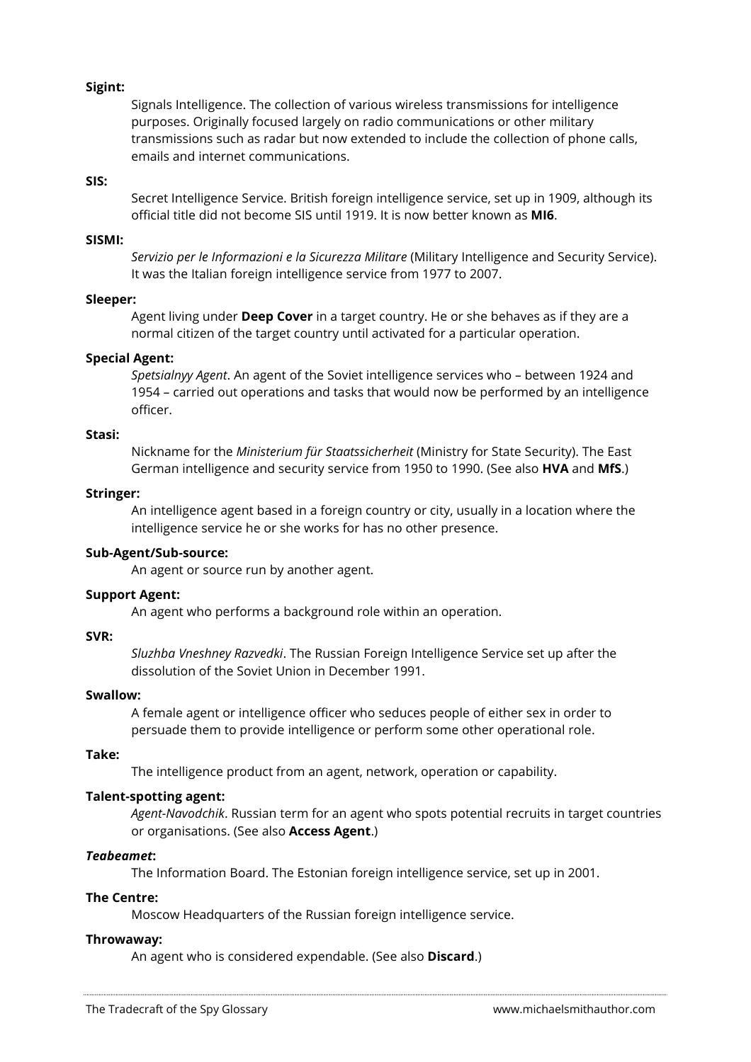**Sigint:**

Signals Intelligence. The collection of various wireless transmissions for intelligence purposes. Originally focused largely on radio communications or other military transmissions such as radar but now extended to include the collection of phone calls, emails and internet communications.

**SIS:**

Secret Intelligence Service. British foreign intelligence service, set up in 1909, although its official title did not become SIS until 1919. It is now better known as **MI6**.

**SISMI:**

*Servizio per le Informazioni e la Sicurezza Militare* (Military Intelligence and Security Service). It was the Italian foreign intelligence service from 1977 to 2007.

**Sleeper:**

Agent living under **Deep Cover** in a target country. He or she behaves as if they are a normal citizen of the target country until activated for a particular operation.

**Special Agent:**

*Spetsialnyy Agent*. An agent of the Soviet intelligence services who – between 1924 and 1954 – carried out operations and tasks that would now be performed by an intelligence officer.

**Stasi:**

Nickname for the *Ministerium für Staatssicherheit* (Ministry for State Security). The East German intelligence and security service from 1950 to 1990. (See also **HVA** and **MfS**.)

**Stringer:**

An intelligence agent based in a foreign country or city, usually in a location where the intelligence service he or she works for has no other presence.

**Sub-Agent/Sub-source:**

An agent or source run by another agent.

**Support Agent:**

An agent who performs a background role within an operation.

**SVR:**

*Sluzhba Vneshney Razvedki*. The Russian Foreign Intelligence Service set up after the dissolution of the Soviet Union in December 1991.

**Swallow:**

A female agent or intelligence officer who seduces people of either sex in order to persuade them to provide intelligence or perform some other operational role.

**Take:**

The intelligence product from an agent, network, operation or capability.

**Talent-spotting agent:**

*Agent-Navodchik*. Russian term for an agent who spots potential recruits in target countries or organisations. (See also **Access Agent**.)

***Teabeamet*:**

The Information Board. The Estonian foreign intelligence service, set up in 2001.

**The Centre:**

Moscow Headquarters of the Russian foreign intelligence service.

**Throwaway:**

An agent who is considered expendable. (See also **Discard**.)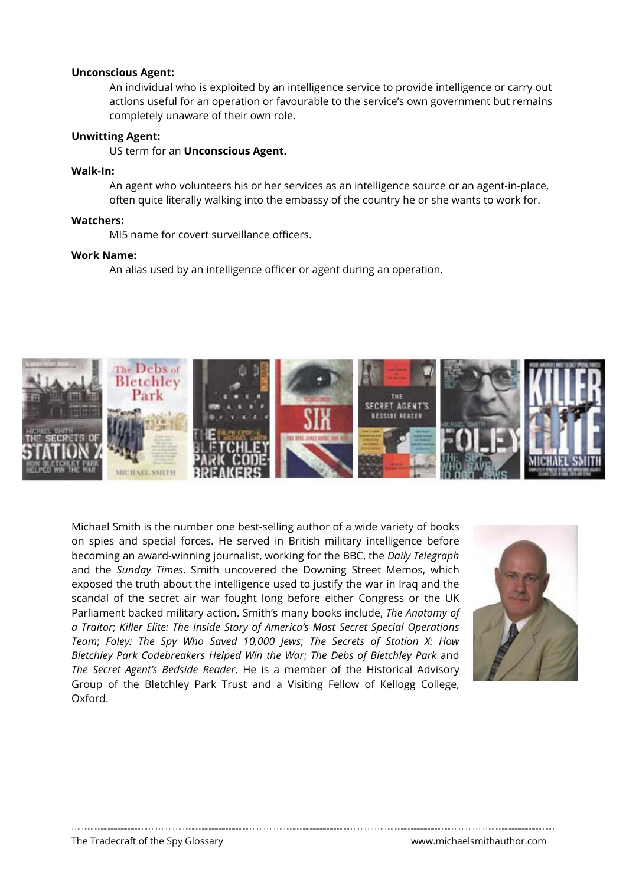**Unconscious Agent:**

An individual who is exploited by an intelligence service to provide intelligence or carry out actions useful for an operation or favourable to the service's own government but remains completely unaware of their own role.

**Unwitting Agent:**

US term for an **Unconscious Agent.**

**Walk-In:**

An agent who volunteers his or her services as an intelligence source or an agent-in-place, often quite literally walking into the embassy of the country he or she wants to work for.

**Watchers:**

MI5 name for covert surveillance officers.

**Work Name:**

An alias used by an intelligence officer or agent during an operation.

Michael Smith is the number one best-selling author of a wide variety of books on spies and special forces. He served in British military intelligence before becoming an award-winning journalist, working for the BBC, the *Daily Telegraph* and the *Sunday Times*. Smith uncovered the Downing Street Memos, which exposed the truth about the intelligence used to justify the war in Iraq and the scandal of the secret air war fought long before either Congress or the UK Parliament backed military action. Smith's many books include, *The Anatomy of a Traitor*; *Killer Elite: The Inside Story of America's Most Secret Special Operations Team*; *Foley: The Spy Who Saved 10,000 Jews*; *The Secrets of Station X: How Bletchley Park Codebreakers Helped Win the War*; *The Debs of Bletchley Park* and *The Secret Agent's Bedside Reader*. He is a member of the Historical Advisory Group of the Bletchley Park Trust and a Visiting Fellow of Kellogg College, Oxford.